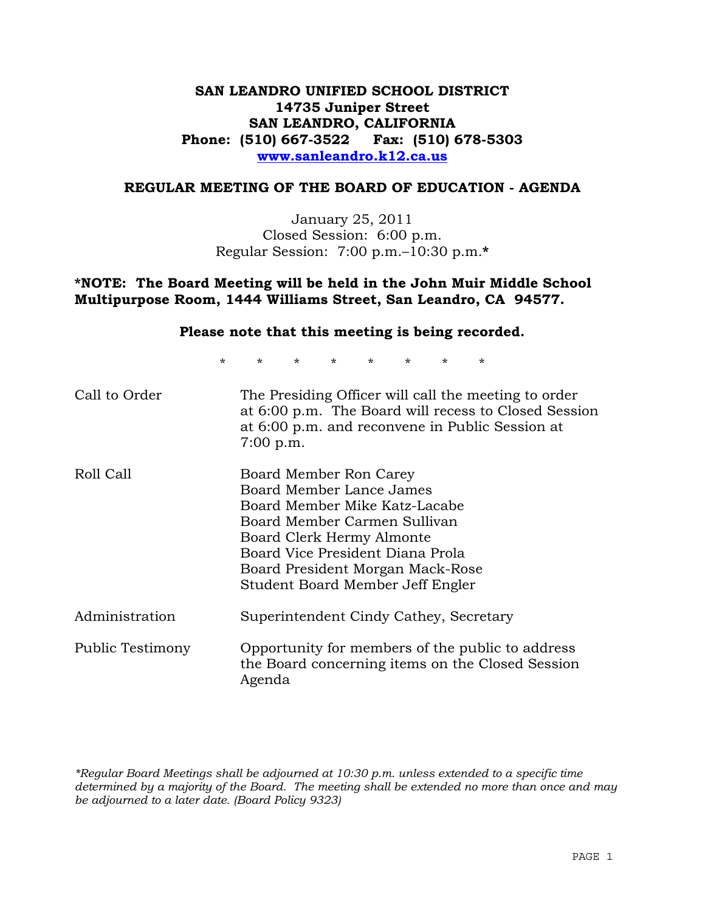**SAN LEANDRO UNIFIED SCHOOL DISTRICT**
**14735 Juniper Street**
**SAN LEANDRO, CALIFORNIA**
**Phone: (510) 667-3522 Fax: (510) 678-5303**
**www.sanleandro.k12.ca.us**

**REGULAR MEETING OF THE BOARD OF EDUCATION - AGENDA**

January 25, 2011
Closed Session: 6:00 p.m.
Regular Session: 7:00 p.m.–10:30 p.m.*

**\*NOTE: The Board Meeting will be held in the John Muir Middle School Multipurpose Room, 1444 Williams Street, San Leandro, CA 94577.**

**Please note that this meeting is being recorded.**

\* \* \* \* \* \* \* \*

| | |
|---|---|
| Call to Order | The Presiding Officer will call the meeting to order at 6:00 p.m. The Board will recess to Closed Session at 6:00 p.m. and reconvene in Public Session at 7:00 p.m. |
| Roll Call | Board Member Ron Carey<br>Board Member Lance James<br>Board Member Mike Katz-Lacabe<br>Board Member Carmen Sullivan<br>Board Clerk Hermy Almonte<br>Board Vice President Diana Prola<br>Board President Morgan Mack-Rose<br>Student Board Member Jeff Engler |
| Administration | Superintendent Cindy Cathey, Secretary |
| Public Testimony | Opportunity for members of the public to address the Board concerning items on the Closed Session Agenda |

*\*Regular Board Meetings shall be adjourned at 10:30 p.m. unless extended to a specific time determined by a majority of the Board. The meeting shall be extended no more than once and may be adjourned to a later date. (Board Policy 9323)*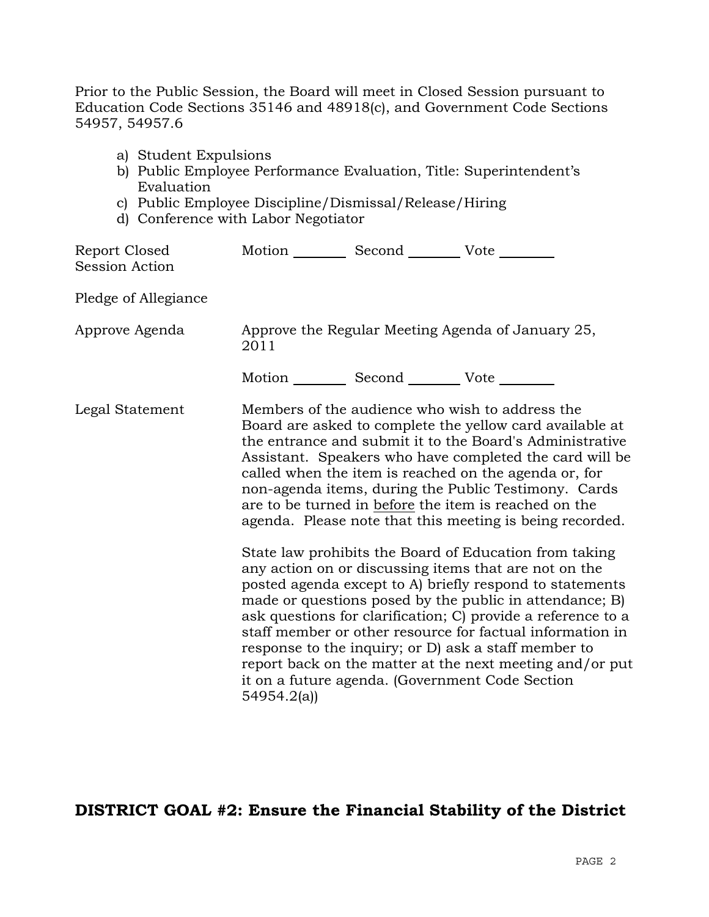Prior to the Public Session, the Board will meet in Closed Session pursuant to Education Code Sections 35146 and 48918(c), and Government Code Sections 54957, 54957.6

a) Student Expulsions
b) Public Employee Performance Evaluation, Title: Superintendent's Evaluation
c) Public Employee Discipline/Dismissal/Release/Hiring
d) Conference with Labor Negotiator

| | |
|---|---|
| Report Closed Session Action | Motion ________ Second ________ Vote ________ |
| Pledge of Allegiance | |
| Approve Agenda | Approve the Regular Meeting Agenda of January 25, 2011<br><br>Motion ________ Second ________ Vote ________ |
| Legal Statement | Members of the audience who wish to address the Board are asked to complete the yellow card available at the entrance and submit it to the Board's Administrative Assistant. Speakers who have completed the card will be called when the item is reached on the agenda or, for non-agenda items, during the Public Testimony. Cards are to be turned in <u>before</u> the item is reached on the agenda. Please note that this meeting is being recorded.<br><br>State law prohibits the Board of Education from taking any action on or discussing items that are not on the posted agenda except to A) briefly respond to statements made or questions posed by the public in attendance; B) ask questions for clarification; C) provide a reference to a staff member or other resource for factual information in response to the inquiry; or D) ask a staff member to report back on the matter at the next meeting and/or put it on a future agenda. (Government Code Section 54954.2(a)) |

## DISTRICT GOAL #2: Ensure the Financial Stability of the District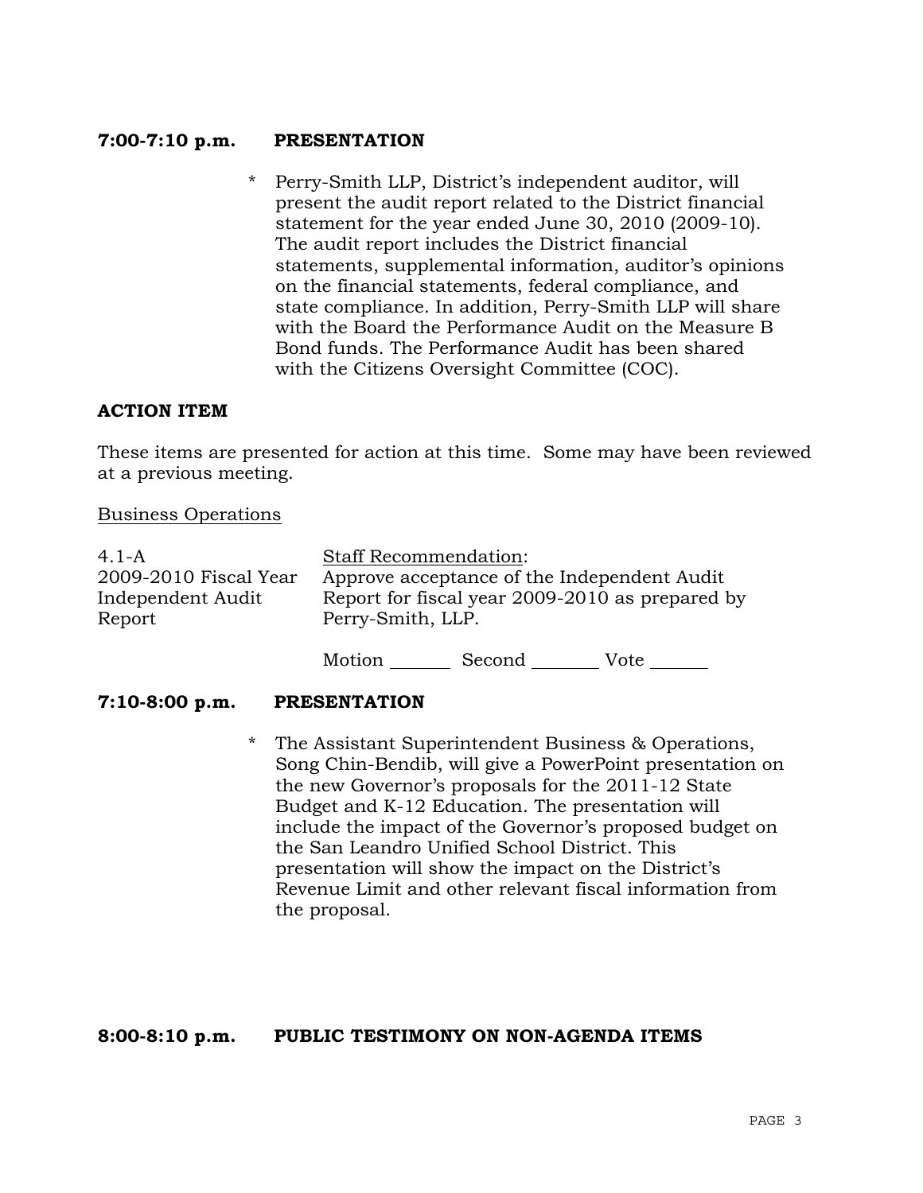**7:00-7:10 p.m.    PRESENTATION**

* Perry-Smith LLP, District's independent auditor, will present the audit report related to the District financial statement for the year ended June 30, 2010 (2009-10). The audit report includes the District financial statements, supplemental information, auditor's opinions on the financial statements, federal compliance, and state compliance. In addition, Perry-Smith LLP will share with the Board the Performance Audit on the Measure B Bond funds. The Performance Audit has been shared with the Citizens Oversight Committee (COC).

**ACTION ITEM**

These items are presented for action at this time. Some may have been reviewed at a previous meeting.

Business Operations

4.1-A
2009-2010 Fiscal Year Independent Audit Report

Staff Recommendation:
Approve acceptance of the Independent Audit Report for fiscal year 2009-2010 as prepared by Perry-Smith, LLP.

Motion _______ Second _______ Vote _______

**7:10-8:00 p.m.    PRESENTATION**

* The Assistant Superintendent Business & Operations, Song Chin-Bendib, will give a PowerPoint presentation on the new Governor's proposals for the 2011-12 State Budget and K-12 Education. The presentation will include the impact of the Governor's proposed budget on the San Leandro Unified School District. This presentation will show the impact on the District's Revenue Limit and other relevant fiscal information from the proposal.

**8:00-8:10 p.m.    PUBLIC TESTIMONY ON NON-AGENDA ITEMS**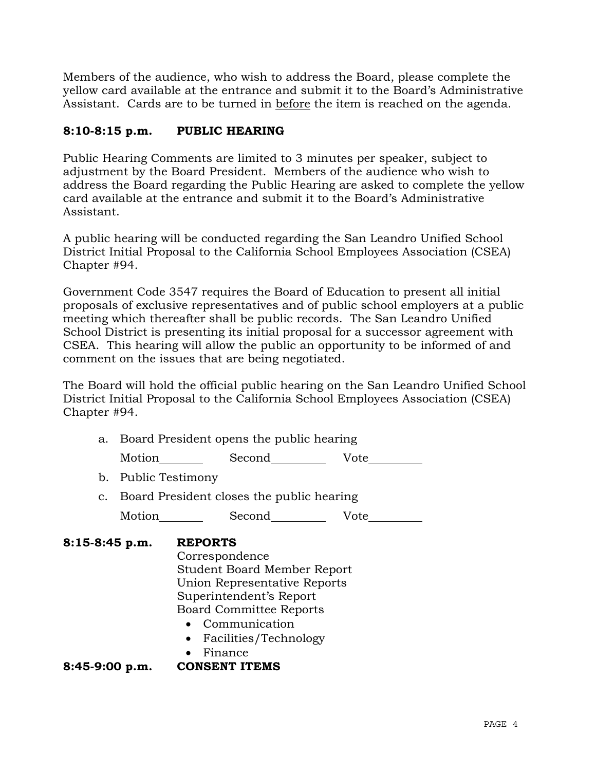Members of the audience, who wish to address the Board, please complete the yellow card available at the entrance and submit it to the Board's Administrative Assistant. Cards are to be turned in <u>before</u> the item is reached on the agenda.

**8:10-8:15 p.m. PUBLIC HEARING**

Public Hearing Comments are limited to 3 minutes per speaker, subject to adjustment by the Board President. Members of the audience who wish to address the Board regarding the Public Hearing are asked to complete the yellow card available at the entrance and submit it to the Board's Administrative Assistant.

A public hearing will be conducted regarding the San Leandro Unified School District Initial Proposal to the California School Employees Association (CSEA) Chapter #94.

Government Code 3547 requires the Board of Education to present all initial proposals of exclusive representatives and of public school employers at a public meeting which thereafter shall be public records. The San Leandro Unified School District is presenting its initial proposal for a successor agreement with CSEA. This hearing will allow the public an opportunity to be informed of and comment on the issues that are being negotiated.

The Board will hold the official public hearing on the San Leandro Unified School District Initial Proposal to the California School Employees Association (CSEA) Chapter #94.

a. Board President opens the public hearing

   Motion________ Second__________ Vote__________

b. Public Testimony

c. Board President closes the public hearing

   Motion________ Second__________ Vote__________

**8:15-8:45 p.m. REPORTS**

Correspondence
Student Board Member Report
Union Representative Reports
Superintendent's Report
Board Committee Reports

- Communication
- Facilities/Technology
- Finance

**8:45-9:00 p.m. CONSENT ITEMS**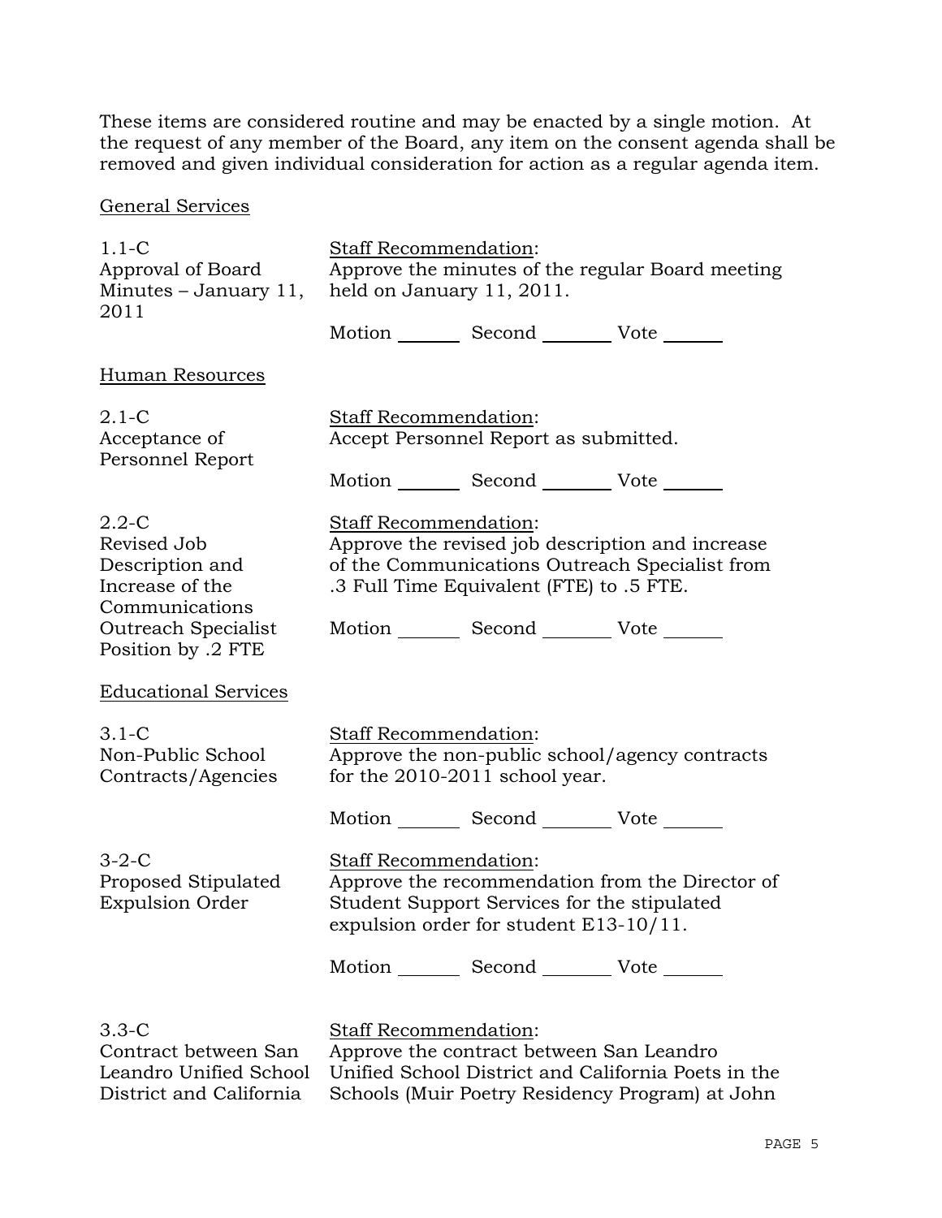These items are considered routine and may be enacted by a single motion. At the request of any member of the Board, any item on the consent agenda shall be removed and given individual consideration for action as a regular agenda item.

General Services

1.1-C
Approval of Board Minutes – January 11, 2011

Staff Recommendation:
Approve the minutes of the regular Board meeting held on January 11, 2011.

Motion _______ Second _______ Vote _______

Human Resources

2.1-C
Acceptance of Personnel Report

Staff Recommendation:
Accept Personnel Report as submitted.

Motion _______ Second _______ Vote _______

2.2-C
Revised Job Description and Increase of the Communications Outreach Specialist Position by .2 FTE

Staff Recommendation:
Approve the revised job description and increase of the Communications Outreach Specialist from .3 Full Time Equivalent (FTE) to .5 FTE.

Motion _______ Second _______ Vote _______

Educational Services

3.1-C
Non-Public School Contracts/Agencies

Staff Recommendation:
Approve the non-public school/agency contracts for the 2010-2011 school year.

Motion _______ Second _______ Vote _______

3-2-C
Proposed Stipulated Expulsion Order

Staff Recommendation:
Approve the recommendation from the Director of Student Support Services for the stipulated expulsion order for student E13-10/11.

Motion _______ Second _______ Vote _______

3.3-C
Contract between San Leandro Unified School District and California

Staff Recommendation:
Approve the contract between San Leandro Unified School District and California Poets in the Schools (Muir Poetry Residency Program) at John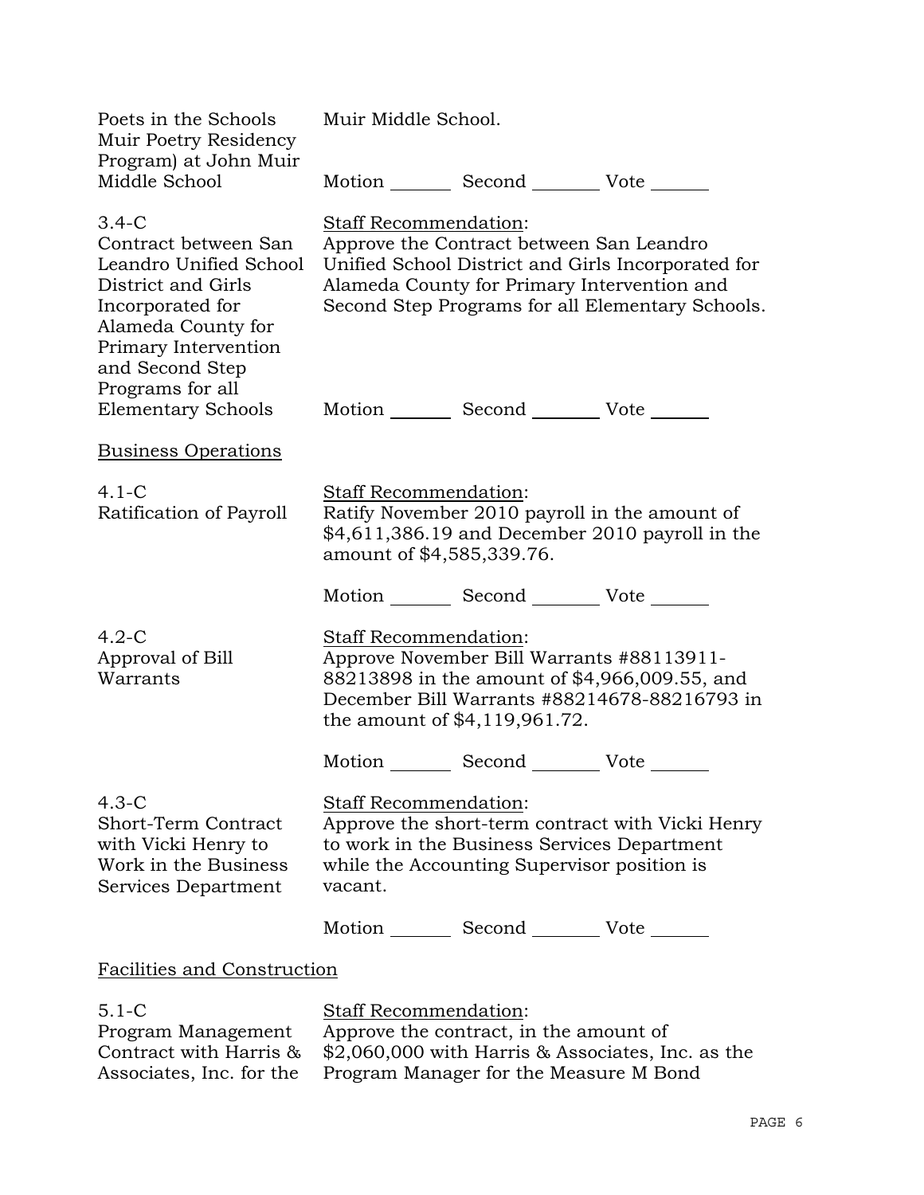| | |
|---|---|
| Poets in the Schools Muir Poetry Residency Program) at John Muir Middle School | Muir Middle School.<br><br>Motion _______ Second _______ Vote ______ |
| 3.4-C<br>Contract between San Leandro Unified School District and Girls Incorporated for Alameda County for Primary Intervention and Second Step Programs for all Elementary Schools | Staff Recommendation:<br>Approve the Contract between San Leandro Unified School District and Girls Incorporated for Alameda County for Primary Intervention and Second Step Programs for all Elementary Schools.<br><br>Motion _______ Second _______ Vote ______ |

Business Operations

| | |
|---|---|
| 4.1-C<br>Ratification of Payroll | Staff Recommendation:<br>Ratify November 2010 payroll in the amount of $4,611,386.19 and December 2010 payroll in the amount of $4,585,339.76.<br><br>Motion _______ Second _______ Vote ______ |
| 4.2-C<br>Approval of Bill Warrants | Staff Recommendation:<br>Approve November Bill Warrants #88113911-88213898 in the amount of $4,966,009.55, and December Bill Warrants #88214678-88216793 in the amount of $4,119,961.72.<br><br>Motion _______ Second _______ Vote ______ |
| 4.3-C<br>Short-Term Contract with Vicki Henry to Work in the Business Services Department | Staff Recommendation:<br>Approve the short-term contract with Vicki Henry to work in the Business Services Department while the Accounting Supervisor position is vacant.<br><br>Motion _______ Second _______ Vote ______ |

Facilities and Construction

| | |
|---|---|
| 5.1-C<br>Program Management Contract with Harris & Associates, Inc. for the | Staff Recommendation:<br>Approve the contract, in the amount of $2,060,000 with Harris & Associates, Inc. as the Program Manager for the Measure M Bond |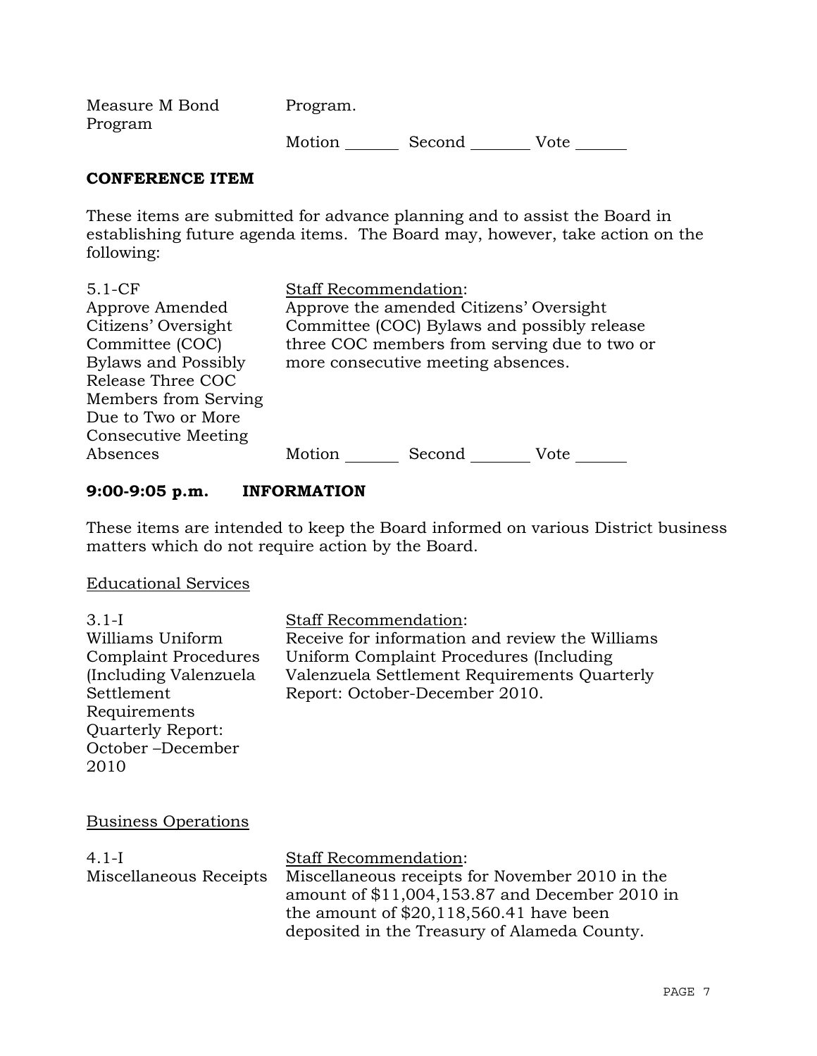| | |
|---|---|
| Measure M Bond Program | Program. |
| | Motion _______ Second _______ Vote _______ |

**CONFERENCE ITEM**

These items are submitted for advance planning and to assist the Board in establishing future agenda items. The Board may, however, take action on the following:

| | |
|---|---|
| 5.1-CF<br>Approve Amended Citizens' Oversight Committee (COC) Bylaws and Possibly Release Three COC Members from Serving Due to Two or More Consecutive Meeting Absences | Staff Recommendation:<br>Approve the amended Citizens' Oversight Committee (COC) Bylaws and possibly release three COC members from serving due to two or more consecutive meeting absences. |
| | Motion _______ Second _______ Vote _______ |

**9:00-9:05 p.m. INFORMATION**

These items are intended to keep the Board informed on various District business matters which do not require action by the Board.

Educational Services

| | |
|---|---|
| 3.1-I<br>Williams Uniform Complaint Procedures (Including Valenzuela Settlement Requirements Quarterly Report: October –December 2010 | Staff Recommendation:<br>Receive for information and review the Williams Uniform Complaint Procedures (Including Valenzuela Settlement Requirements Quarterly Report: October-December 2010. |

Business Operations

| | |
|---|---|
| 4.1-I<br>Miscellaneous Receipts | Staff Recommendation:<br>Miscellaneous receipts for November 2010 in the amount of $11,004,153.87 and December 2010 in the amount of $20,118,560.41 have been deposited in the Treasury of Alameda County. |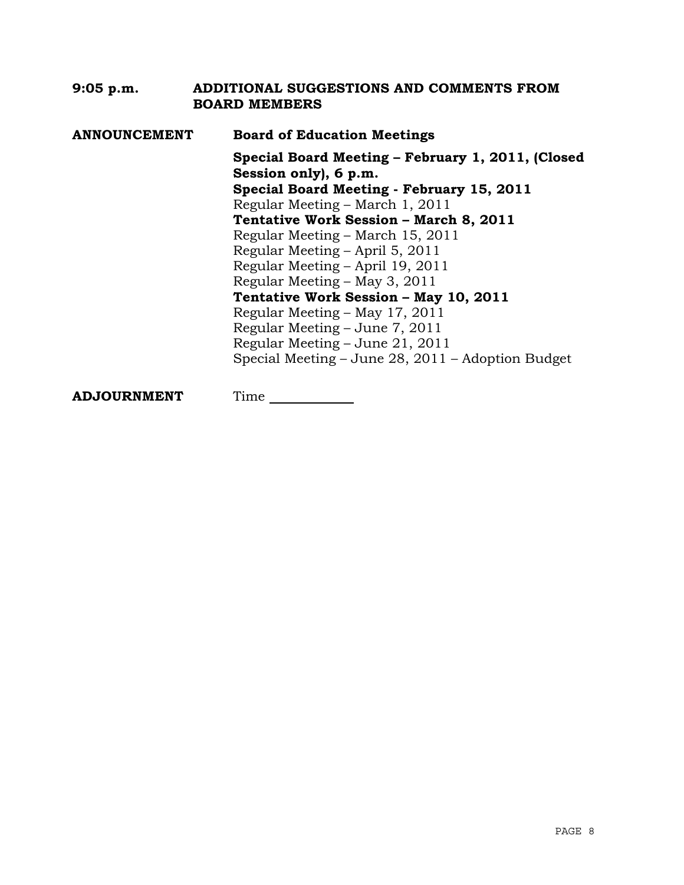**9:05 p.m.** **ADDITIONAL SUGGESTIONS AND COMMENTS FROM BOARD MEMBERS**

**ANNOUNCEMENT** **Board of Education Meetings**

**Special Board Meeting – February 1, 2011, (Closed Session only), 6 p.m.**
**Special Board Meeting - February 15, 2011**
Regular Meeting – March 1, 2011
**Tentative Work Session – March 8, 2011**
Regular Meeting – March 15, 2011
Regular Meeting – April 5, 2011
Regular Meeting – April 19, 2011
Regular Meeting – May 3, 2011
**Tentative Work Session – May 10, 2011**
Regular Meeting – May 17, 2011
Regular Meeting – June 7, 2011
Regular Meeting – June 21, 2011
Special Meeting – June 28, 2011 – Adoption Budget

**ADJOURNMENT** Time ____________